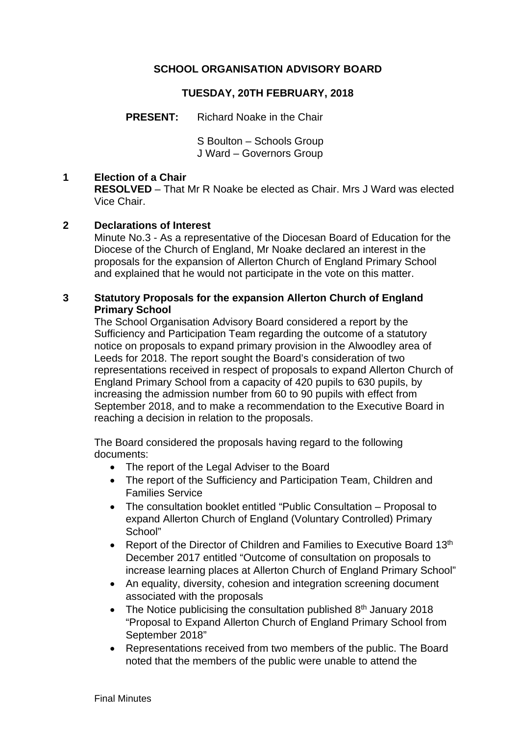# SCHOOL ORGANISATION ADVISORY BOARD

## TUESDAY, 20TH FEBRUARY, 2018

**PRESENT:** Richard Noake in the Chair

S Boulton – Schools Group
J Ward – Governors Group

### 1 Election of a Chair

**RESOLVED** – That Mr R Noake be elected as Chair. Mrs J Ward was elected Vice Chair.

### 2 Declarations of Interest

Minute No.3 - As a representative of the Diocesan Board of Education for the Diocese of the Church of England, Mr Noake declared an interest in the proposals for the expansion of Allerton Church of England Primary School and explained that he would not participate in the vote on this matter.

### 3 Statutory Proposals for the expansion Allerton Church of England Primary School

The School Organisation Advisory Board considered a report by the Sufficiency and Participation Team regarding the outcome of a statutory notice on proposals to expand primary provision in the Alwoodley area of Leeds for 2018. The report sought the Board's consideration of two representations received in respect of proposals to expand Allerton Church of England Primary School from a capacity of 420 pupils to 630 pupils, by increasing the admission number from 60 to 90 pupils with effect from September 2018, and to make a recommendation to the Executive Board in reaching a decision in relation to the proposals.

The Board considered the proposals having regard to the following documents:

- The report of the Legal Adviser to the Board
- The report of the Sufficiency and Participation Team, Children and Families Service
- The consultation booklet entitled "Public Consultation – Proposal to expand Allerton Church of England (Voluntary Controlled) Primary School"
- Report of the Director of Children and Families to Executive Board 13th December 2017 entitled "Outcome of consultation on proposals to increase learning places at Allerton Church of England Primary School"
- An equality, diversity, cohesion and integration screening document associated with the proposals
- The Notice publicising the consultation published 8th January 2018 "Proposal to Expand Allerton Church of England Primary School from September 2018"
- Representations received from two members of the public. The Board noted that the members of the public were unable to attend the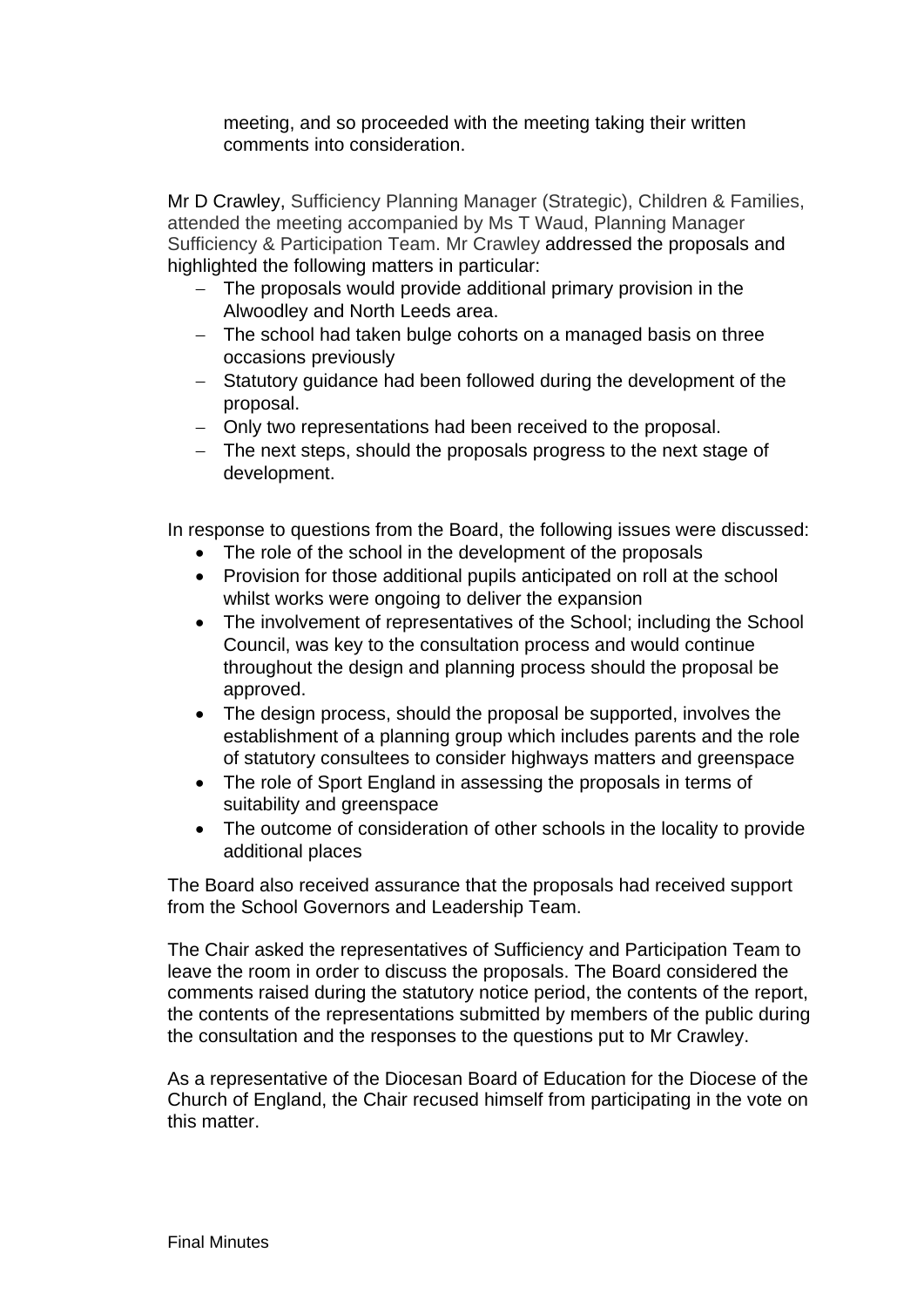meeting, and so proceeded with the meeting taking their written comments into consideration.

Mr D Crawley, Sufficiency Planning Manager (Strategic), Children & Families, attended the meeting accompanied by Ms T Waud, Planning Manager Sufficiency & Participation Team. Mr Crawley addressed the proposals and highlighted the following matters in particular:

- The proposals would provide additional primary provision in the Alwoodley and North Leeds area.
- The school had taken bulge cohorts on a managed basis on three occasions previously
- Statutory guidance had been followed during the development of the proposal.
- Only two representations had been received to the proposal.
- The next steps, should the proposals progress to the next stage of development.

In response to questions from the Board, the following issues were discussed:

- The role of the school in the development of the proposals
- Provision for those additional pupils anticipated on roll at the school whilst works were ongoing to deliver the expansion
- The involvement of representatives of the School; including the School Council, was key to the consultation process and would continue throughout the design and planning process should the proposal be approved.
- The design process, should the proposal be supported, involves the establishment of a planning group which includes parents and the role of statutory consultees to consider highways matters and greenspace
- The role of Sport England in assessing the proposals in terms of suitability and greenspace
- The outcome of consideration of other schools in the locality to provide additional places

The Board also received assurance that the proposals had received support from the School Governors and Leadership Team.

The Chair asked the representatives of Sufficiency and Participation Team to leave the room in order to discuss the proposals. The Board considered the comments raised during the statutory notice period, the contents of the report, the contents of the representations submitted by members of the public during the consultation and the responses to the questions put to Mr Crawley.

As a representative of the Diocesan Board of Education for the Diocese of the Church of England, the Chair recused himself from participating in the vote on this matter.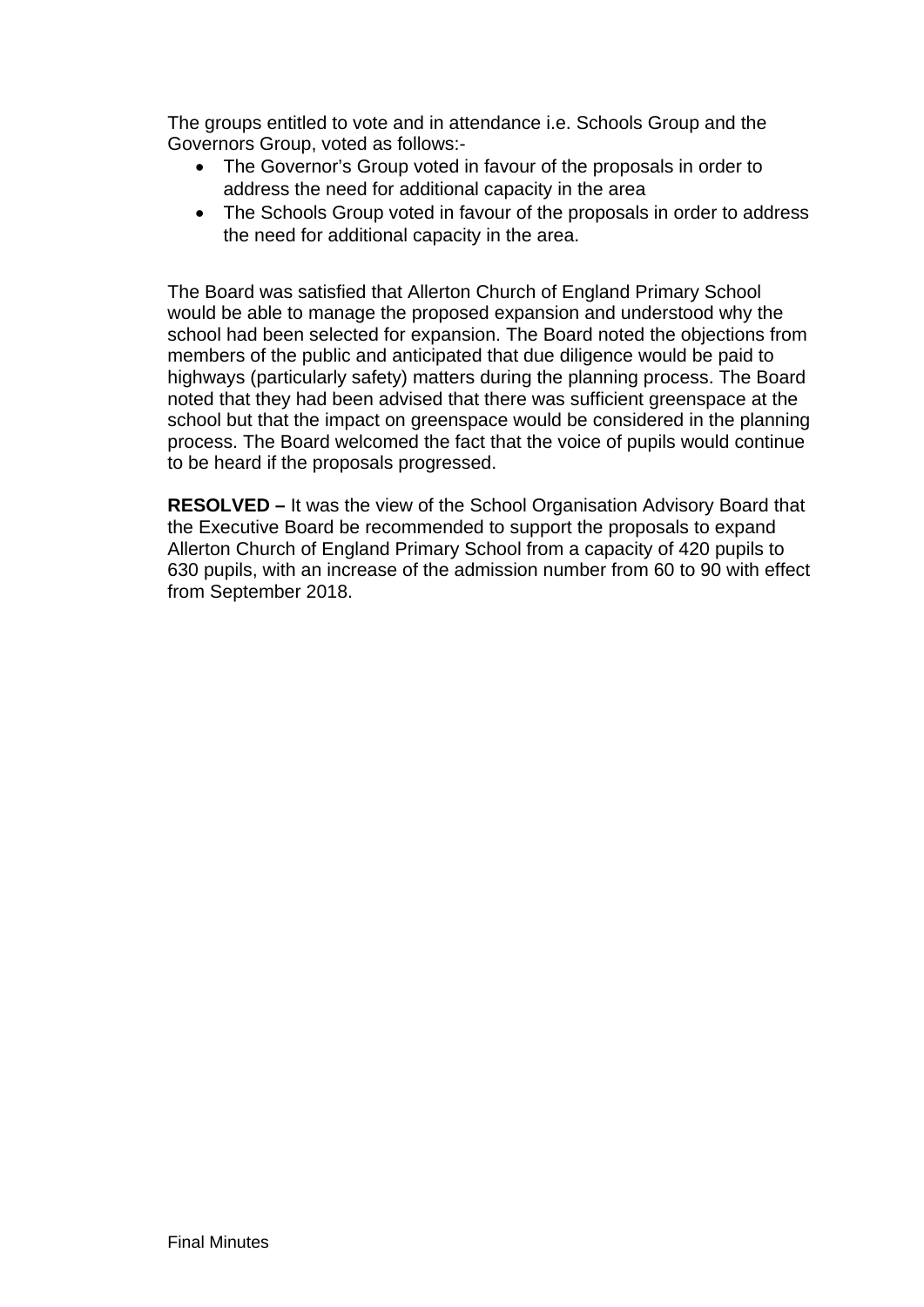The groups entitled to vote and in attendance i.e. Schools Group and the Governors Group, voted as follows:-

- The Governor's Group voted in favour of the proposals in order to address the need for additional capacity in the area
- The Schools Group voted in favour of the proposals in order to address the need for additional capacity in the area.

The Board was satisfied that Allerton Church of England Primary School would be able to manage the proposed expansion and understood why the school had been selected for expansion. The Board noted the objections from members of the public and anticipated that due diligence would be paid to highways (particularly safety) matters during the planning process. The Board noted that they had been advised that there was sufficient greenspace at the school but that the impact on greenspace would be considered in the planning process. The Board welcomed the fact that the voice of pupils would continue to be heard if the proposals progressed.

**RESOLVED –** It was the view of the School Organisation Advisory Board that the Executive Board be recommended to support the proposals to expand Allerton Church of England Primary School from a capacity of 420 pupils to 630 pupils, with an increase of the admission number from 60 to 90 with effect from September 2018.